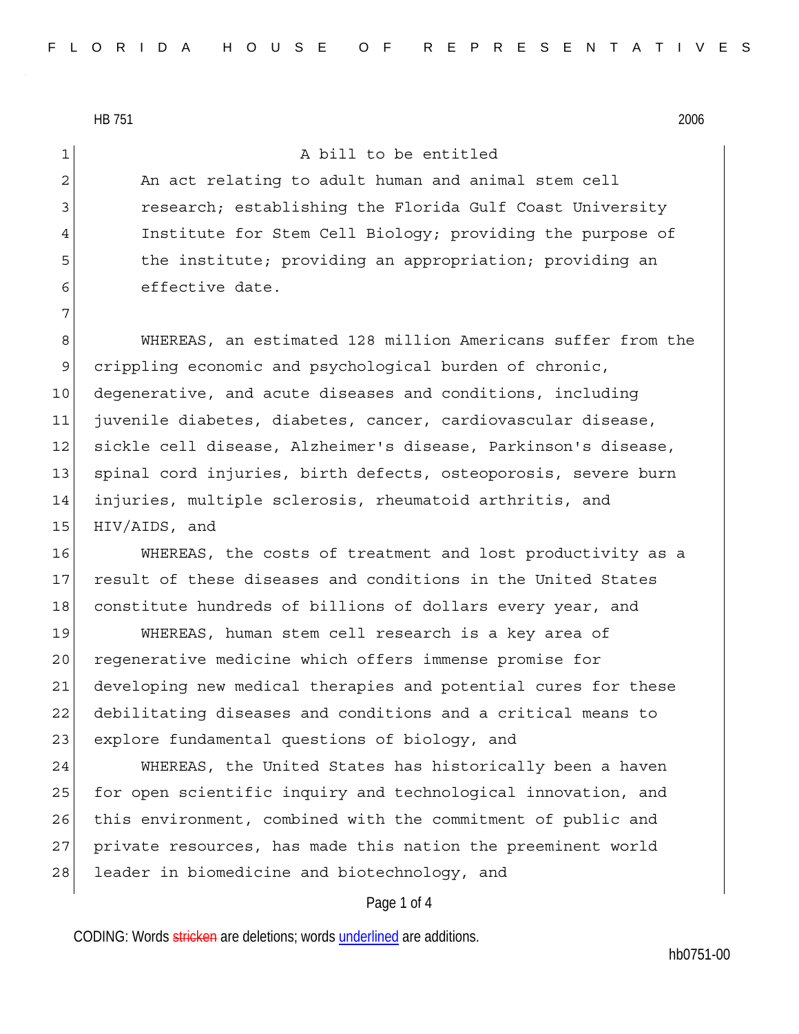HB 751 2006

A bill to be entitled

An act relating to adult human and animal stem cell research; establishing the Florida Gulf Coast University Institute for Stem Cell Biology; providing the purpose of the institute; providing an appropriation; providing an effective date.

WHEREAS, an estimated 128 million Americans suffer from the crippling economic and psychological burden of chronic, degenerative, and acute diseases and conditions, including juvenile diabetes, diabetes, cancer, cardiovascular disease, sickle cell disease, Alzheimer's disease, Parkinson's disease, spinal cord injuries, birth defects, osteoporosis, severe burn injuries, multiple sclerosis, rheumatoid arthritis, and HIV/AIDS, and

WHEREAS, the costs of treatment and lost productivity as a result of these diseases and conditions in the United States constitute hundreds of billions of dollars every year, and

WHEREAS, human stem cell research is a key area of regenerative medicine which offers immense promise for developing new medical therapies and potential cures for these debilitating diseases and conditions and a critical means to explore fundamental questions of biology, and

WHEREAS, the United States has historically been a haven for open scientific inquiry and technological innovation, and this environment, combined with the commitment of public and private resources, has made this nation the preeminent world leader in biomedicine and biotechnology, and

CODING: Words stricken are deletions; words underlined are additions.

hb0751-00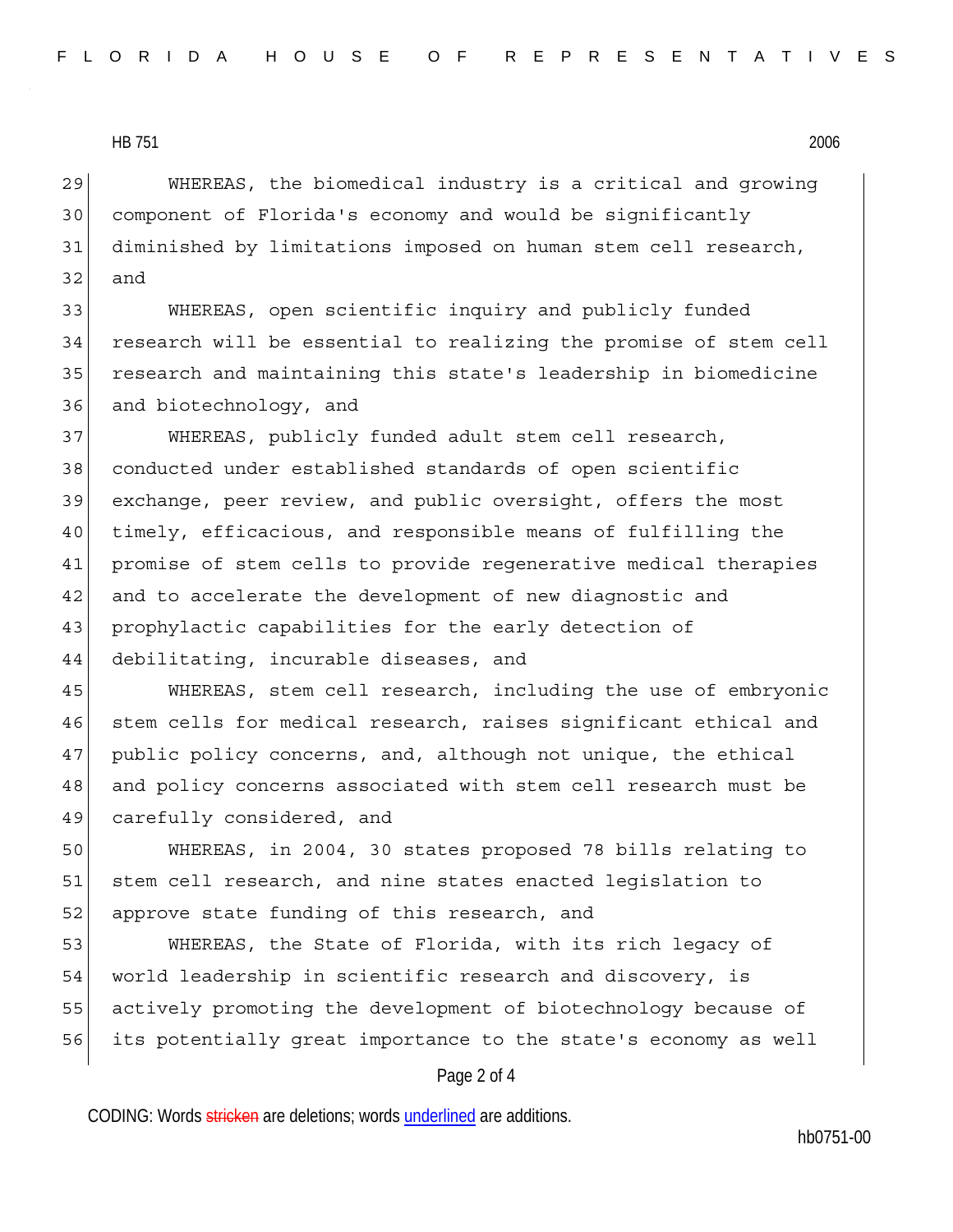WHEREAS, the biomedical industry is a critical and growing component of Florida's economy and would be significantly diminished by limitations imposed on human stem cell research, and

WHEREAS, open scientific inquiry and publicly funded research will be essential to realizing the promise of stem cell research and maintaining this state's leadership in biomedicine and biotechnology, and

WHEREAS, publicly funded adult stem cell research, conducted under established standards of open scientific exchange, peer review, and public oversight, offers the most timely, efficacious, and responsible means of fulfilling the promise of stem cells to provide regenerative medical therapies and to accelerate the development of new diagnostic and prophylactic capabilities for the early detection of debilitating, incurable diseases, and

WHEREAS, stem cell research, including the use of embryonic stem cells for medical research, raises significant ethical and public policy concerns, and, although not unique, the ethical and policy concerns associated with stem cell research must be carefully considered, and

WHEREAS, in 2004, 30 states proposed 78 bills relating to stem cell research, and nine states enacted legislation to approve state funding of this research, and

WHEREAS, the State of Florida, with its rich legacy of world leadership in scientific research and discovery, is actively promoting the development of biotechnology because of its potentially great importance to the state's economy as well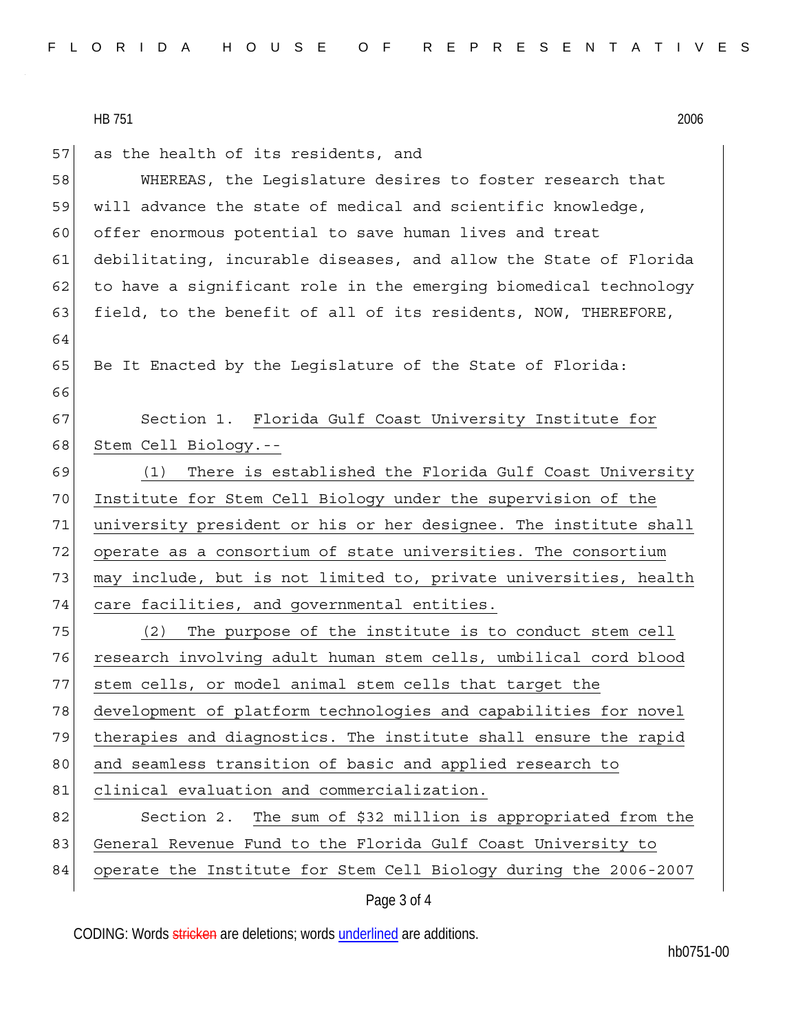as the health of its residents, and

WHEREAS, the Legislature desires to foster research that will advance the state of medical and scientific knowledge, offer enormous potential to save human lives and treat debilitating, incurable diseases, and allow the State of Florida to have a significant role in the emerging biomedical technology field, to the benefit of all of its residents, NOW, THEREFORE,

Be It Enacted by the Legislature of the State of Florida:

Section 1. Florida Gulf Coast University Institute for Stem Cell Biology.--

(1) There is established the Florida Gulf Coast University Institute for Stem Cell Biology under the supervision of the university president or his or her designee. The institute shall operate as a consortium of state universities. The consortium may include, but is not limited to, private universities, health care facilities, and governmental entities.

(2) The purpose of the institute is to conduct stem cell research involving adult human stem cells, umbilical cord blood stem cells, or model animal stem cells that target the development of platform technologies and capabilities for novel therapies and diagnostics. The institute shall ensure the rapid and seamless transition of basic and applied research to clinical evaluation and commercialization.

Section 2. The sum of $32 million is appropriated from the General Revenue Fund to the Florida Gulf Coast University to operate the Institute for Stem Cell Biology during the 2006-2007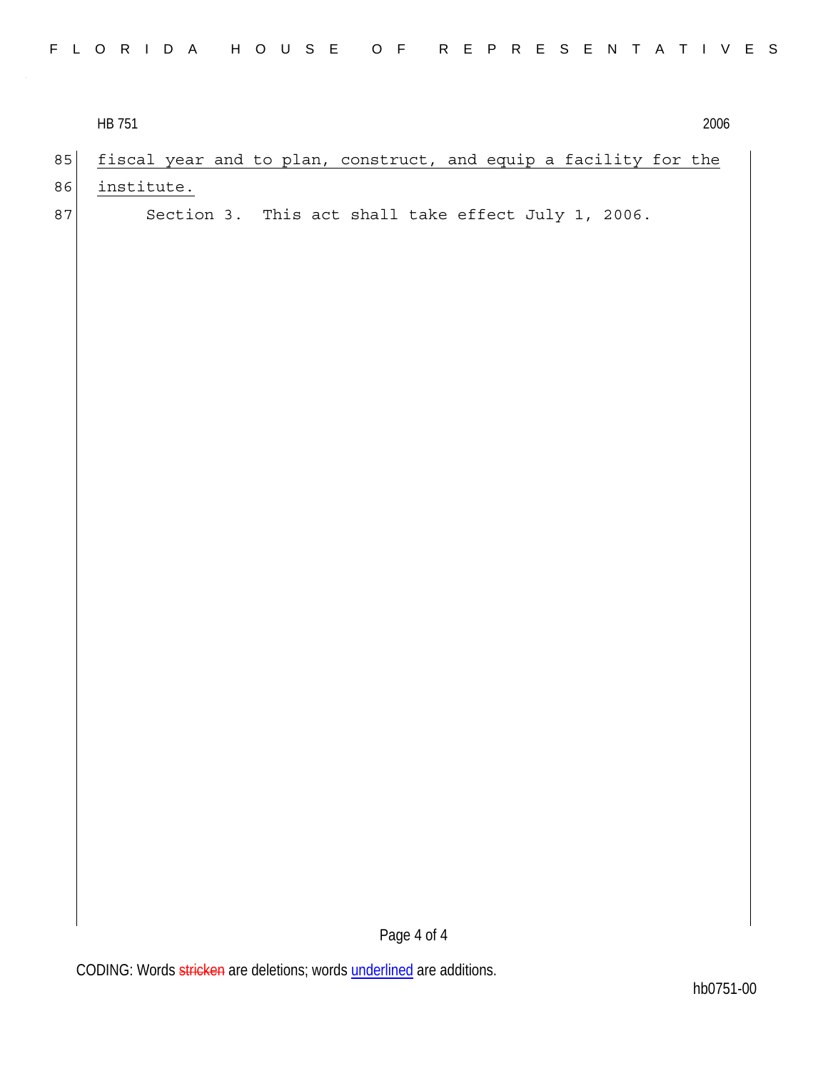fiscal year and to plan, construct, and equip a facility for the institute.

Section 3. This act shall take effect July 1, 2006.

CODING: Words ~~stricken~~ are deletions; words underlined are additions.